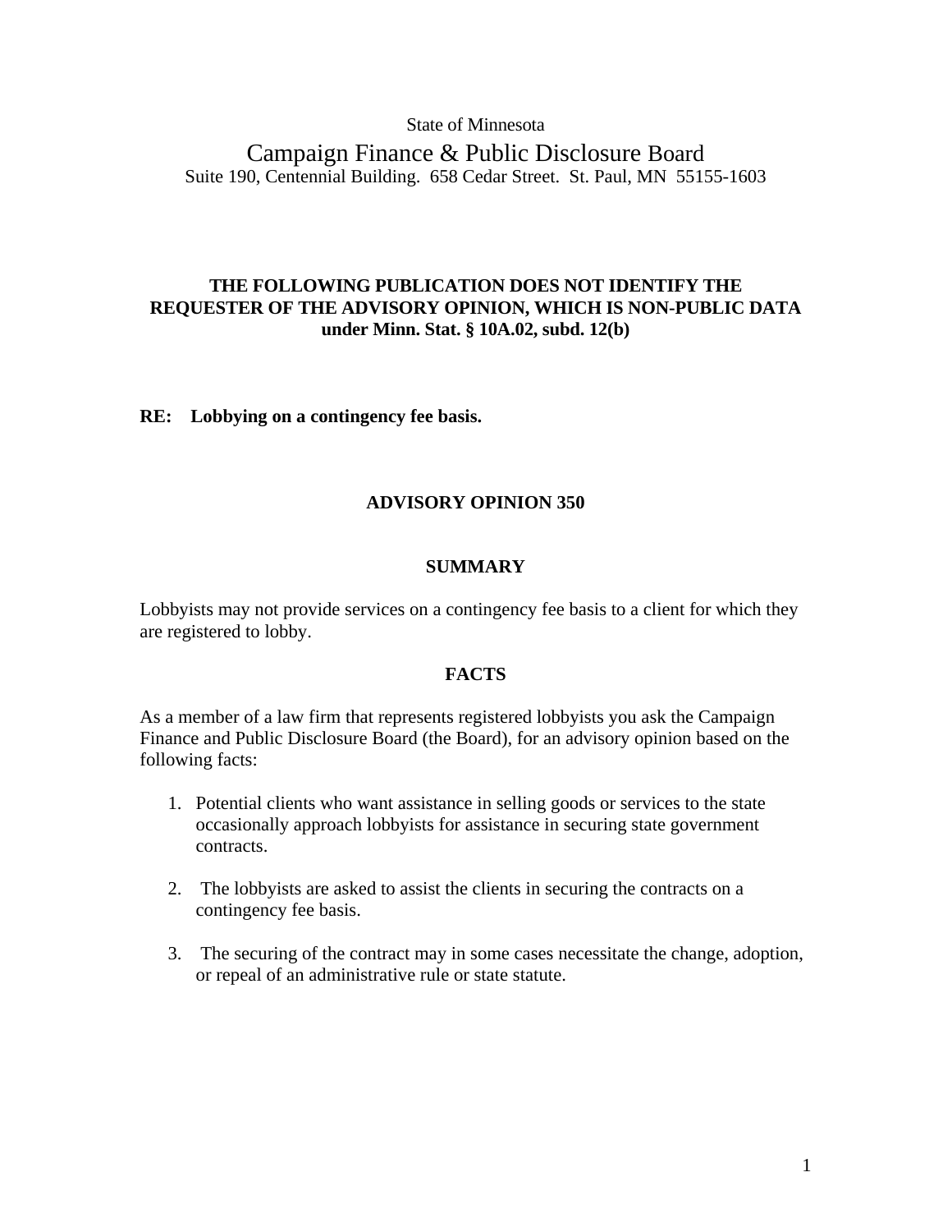State of Minnesota

# Campaign Finance & Public Disclosure Board

Suite 190, Centennial Building. 658 Cedar Street. St. Paul, MN 55155-1603

**THE FOLLOWING PUBLICATION DOES NOT IDENTIFY THE REQUESTER OF THE ADVISORY OPINION, WHICH IS NON-PUBLIC DATA under Minn. Stat. § 10A.02, subd. 12(b)**

**RE: Lobbying on a contingency fee basis.**

## ADVISORY OPINION 350

### SUMMARY

Lobbyists may not provide services on a contingency fee basis to a client for which they are registered to lobby.

### FACTS

As a member of a law firm that represents registered lobbyists you ask the Campaign Finance and Public Disclosure Board (the Board), for an advisory opinion based on the following facts:

1. Potential clients who want assistance in selling goods or services to the state occasionally approach lobbyists for assistance in securing state government contracts.

2. The lobbyists are asked to assist the clients in securing the contracts on a contingency fee basis.

3. The securing of the contract may in some cases necessitate the change, adoption, or repeal of an administrative rule or state statute.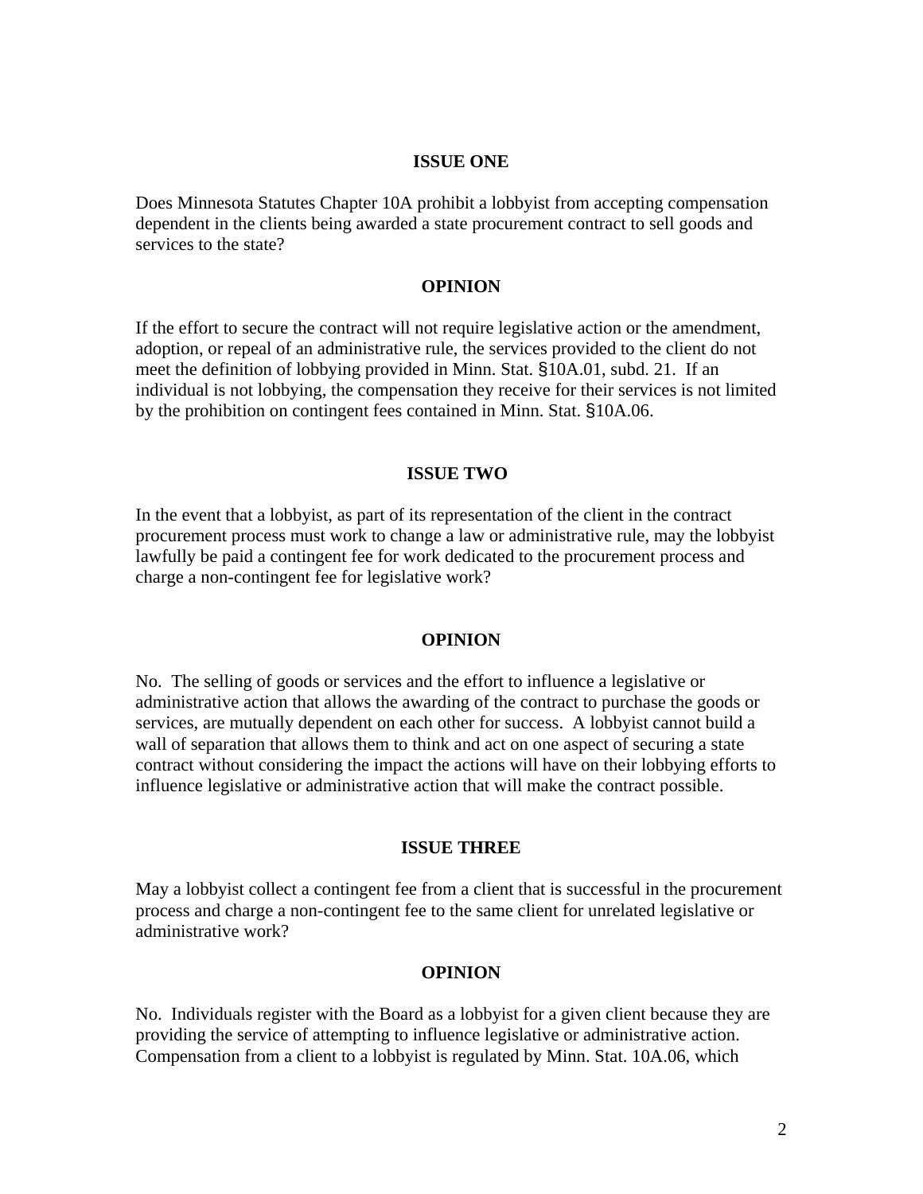**ISSUE ONE**

Does Minnesota Statutes Chapter 10A prohibit a lobbyist from accepting compensation dependent in the clients being awarded a state procurement contract to sell goods and services to the state?

**OPINION**

If the effort to secure the contract will not require legislative action or the amendment, adoption, or repeal of an administrative rule, the services provided to the client do not meet the definition of lobbying provided in Minn. Stat. §10A.01, subd. 21. If an individual is not lobbying, the compensation they receive for their services is not limited by the prohibition on contingent fees contained in Minn. Stat. §10A.06.

**ISSUE TWO**

In the event that a lobbyist, as part of its representation of the client in the contract procurement process must work to change a law or administrative rule, may the lobbyist lawfully be paid a contingent fee for work dedicated to the procurement process and charge a non-contingent fee for legislative work?

**OPINION**

No. The selling of goods or services and the effort to influence a legislative or administrative action that allows the awarding of the contract to purchase the goods or services, are mutually dependent on each other for success. A lobbyist cannot build a wall of separation that allows them to think and act on one aspect of securing a state contract without considering the impact the actions will have on their lobbying efforts to influence legislative or administrative action that will make the contract possible.

**ISSUE THREE**

May a lobbyist collect a contingent fee from a client that is successful in the procurement process and charge a non-contingent fee to the same client for unrelated legislative or administrative work?

**OPINION**

No. Individuals register with the Board as a lobbyist for a given client because they are providing the service of attempting to influence legislative or administrative action. Compensation from a client to a lobbyist is regulated by Minn. Stat. 10A.06, which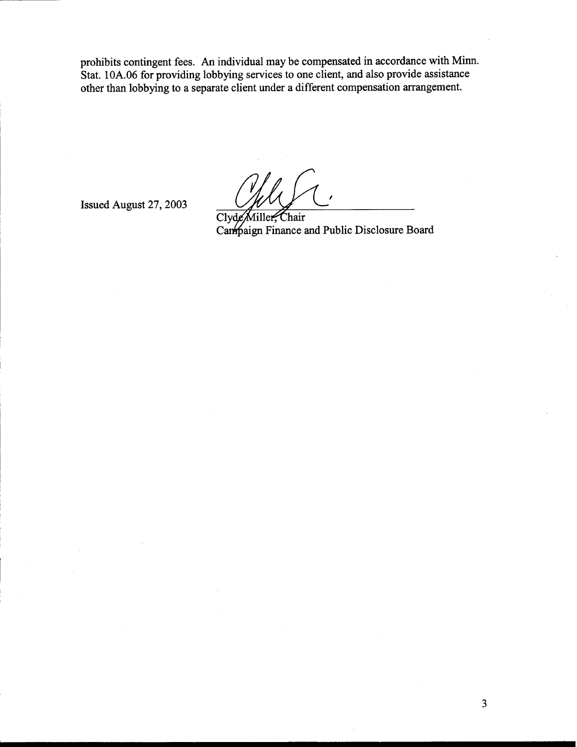prohibits contingent fees. An individual may be compensated in accordance with Minn. Stat. 10A.06 for providing lobbying services to one client, and also provide assistance other than lobbying to a separate client under a different compensation arrangement.

Issued August 27, 2003

Clyde Miller, Chair
Campaign Finance and Public Disclosure Board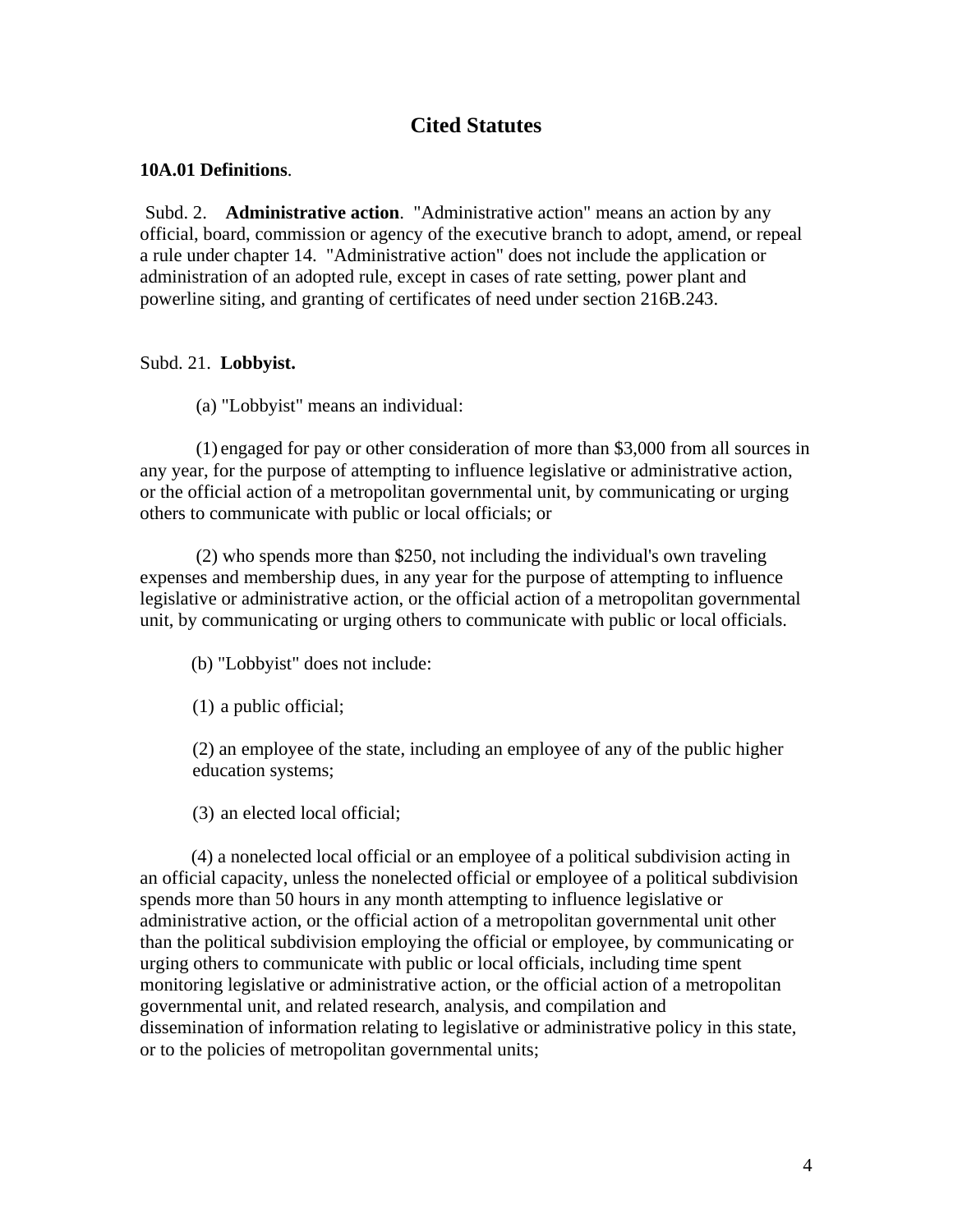## Cited Statutes

**10A.01 Definitions**.

Subd. 2. **Administrative action**. "Administrative action" means an action by any official, board, commission or agency of the executive branch to adopt, amend, or repeal a rule under chapter 14. "Administrative action" does not include the application or administration of an adopted rule, except in cases of rate setting, power plant and powerline siting, and granting of certificates of need under section 216B.243.

Subd. 21. **Lobbyist.**

(a) "Lobbyist" means an individual:

(1) engaged for pay or other consideration of more than $3,000 from all sources in any year, for the purpose of attempting to influence legislative or administrative action, or the official action of a metropolitan governmental unit, by communicating or urging others to communicate with public or local officials; or

(2) who spends more than $250, not including the individual's own traveling expenses and membership dues, in any year for the purpose of attempting to influence legislative or administrative action, or the official action of a metropolitan governmental unit, by communicating or urging others to communicate with public or local officials.

(b) "Lobbyist" does not include:

(1) a public official;

(2) an employee of the state, including an employee of any of the public higher education systems;

(3) an elected local official;

(4) a nonelected local official or an employee of a political subdivision acting in an official capacity, unless the nonelected official or employee of a political subdivision spends more than 50 hours in any month attempting to influence legislative or administrative action, or the official action of a metropolitan governmental unit other than the political subdivision employing the official or employee, by communicating or urging others to communicate with public or local officials, including time spent monitoring legislative or administrative action, or the official action of a metropolitan governmental unit, and related research, analysis, and compilation and dissemination of information relating to legislative or administrative policy in this state, or to the policies of metropolitan governmental units;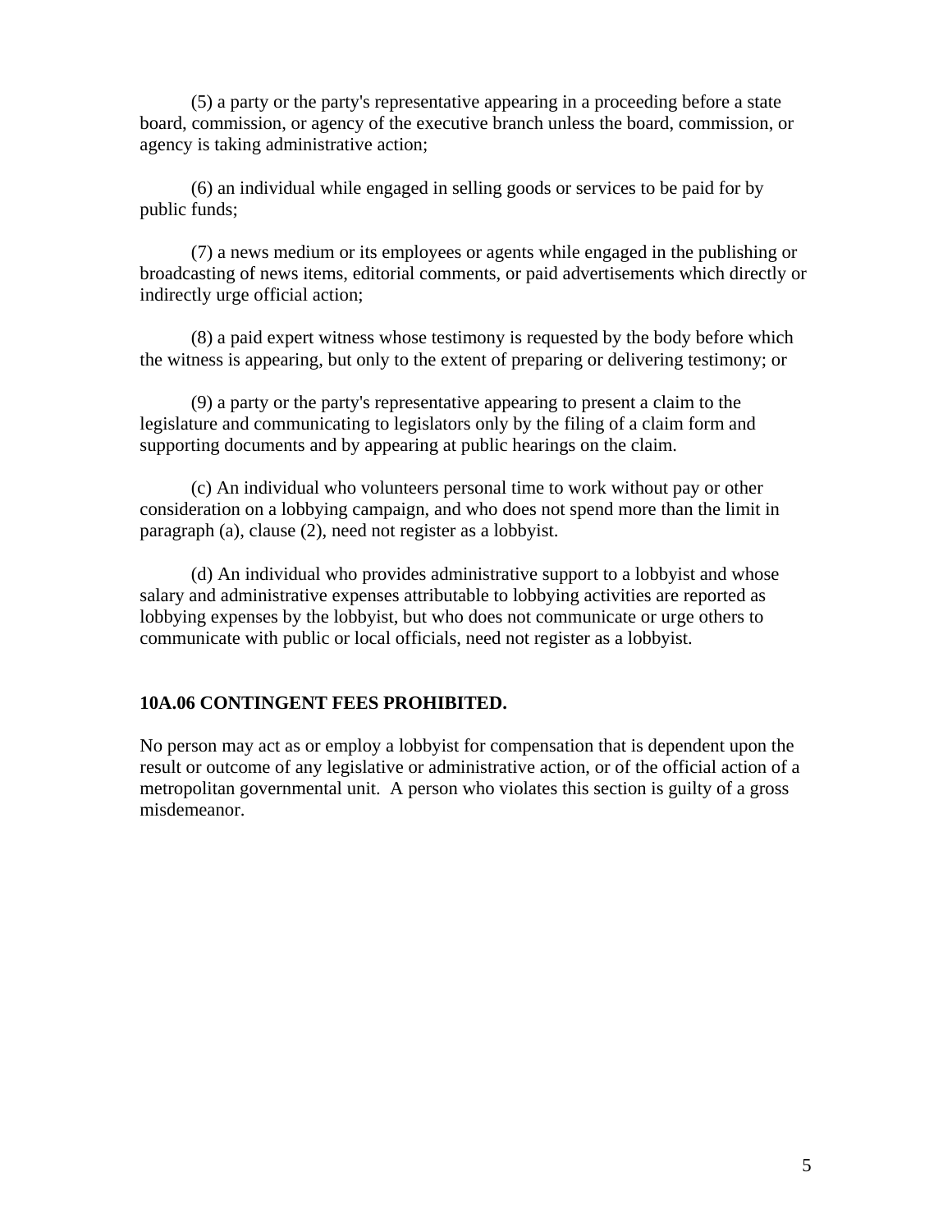(5) a party or the party's representative appearing in a proceeding before a state board, commission, or agency of the executive branch unless the board, commission, or agency is taking administrative action;

(6) an individual while engaged in selling goods or services to be paid for by public funds;

(7) a news medium or its employees or agents while engaged in the publishing or broadcasting of news items, editorial comments, or paid advertisements which directly or indirectly urge official action;

(8) a paid expert witness whose testimony is requested by the body before which the witness is appearing, but only to the extent of preparing or delivering testimony; or

(9) a party or the party's representative appearing to present a claim to the legislature and communicating to legislators only by the filing of a claim form and supporting documents and by appearing at public hearings on the claim.

(c) An individual who volunteers personal time to work without pay or other consideration on a lobbying campaign, and who does not spend more than the limit in paragraph (a), clause (2), need not register as a lobbyist.

(d) An individual who provides administrative support to a lobbyist and whose salary and administrative expenses attributable to lobbying activities are reported as lobbying expenses by the lobbyist, but who does not communicate or urge others to communicate with public or local officials, need not register as a lobbyist.

**10A.06 CONTINGENT FEES PROHIBITED.**

No person may act as or employ a lobbyist for compensation that is dependent upon the result or outcome of any legislative or administrative action, or of the official action of a metropolitan governmental unit. A person who violates this section is guilty of a gross misdemeanor.